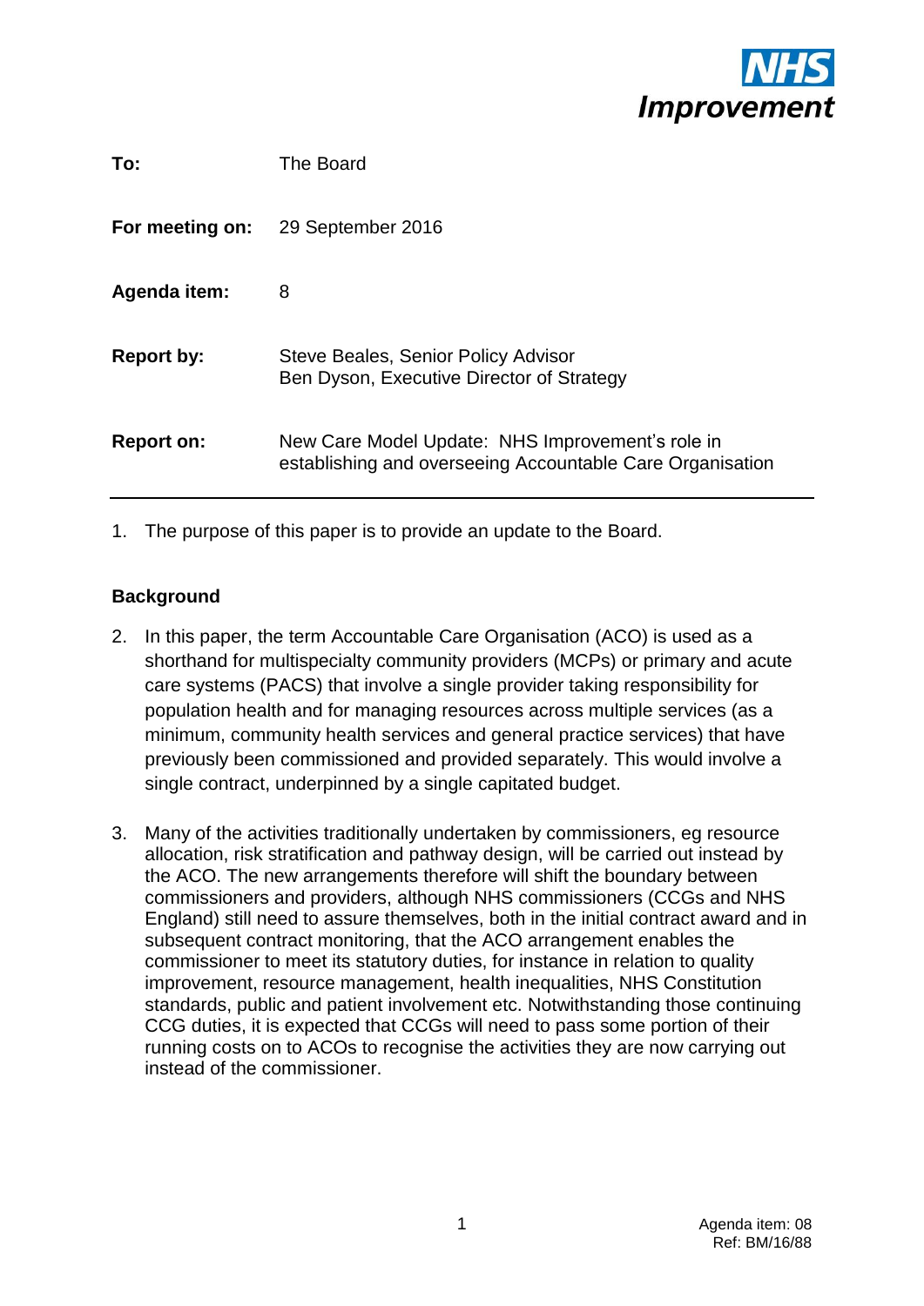NHS Improvement

| | |
|---|---|
| **To:** | The Board |
| **For meeting on:** | 29 September 2016 |
| **Agenda item:** | 8 |
| **Report by:** | Steve Beales, Senior Policy Advisor<br>Ben Dyson, Executive Director of Strategy |
| **Report on:** | New Care Model Update: NHS Improvement's role in establishing and overseeing Accountable Care Organisation |

1. The purpose of this paper is to provide an update to the Board.

## Background

2. In this paper, the term Accountable Care Organisation (ACO) is used as a shorthand for multispecialty community providers (MCPs) or primary and acute care systems (PACS) that involve a single provider taking responsibility for population health and for managing resources across multiple services (as a minimum, community health services and general practice services) that have previously been commissioned and provided separately. This would involve a single contract, underpinned by a single capitated budget.

3. Many of the activities traditionally undertaken by commissioners, eg resource allocation, risk stratification and pathway design, will be carried out instead by the ACO. The new arrangements therefore will shift the boundary between commissioners and providers, although NHS commissioners (CCGs and NHS England) still need to assure themselves, both in the initial contract award and in subsequent contract monitoring, that the ACO arrangement enables the commissioner to meet its statutory duties, for instance in relation to quality improvement, resource management, health inequalities, NHS Constitution standards, public and patient involvement etc. Notwithstanding those continuing CCG duties, it is expected that CCGs will need to pass some portion of their running costs on to ACOs to recognise the activities they are now carrying out instead of the commissioner.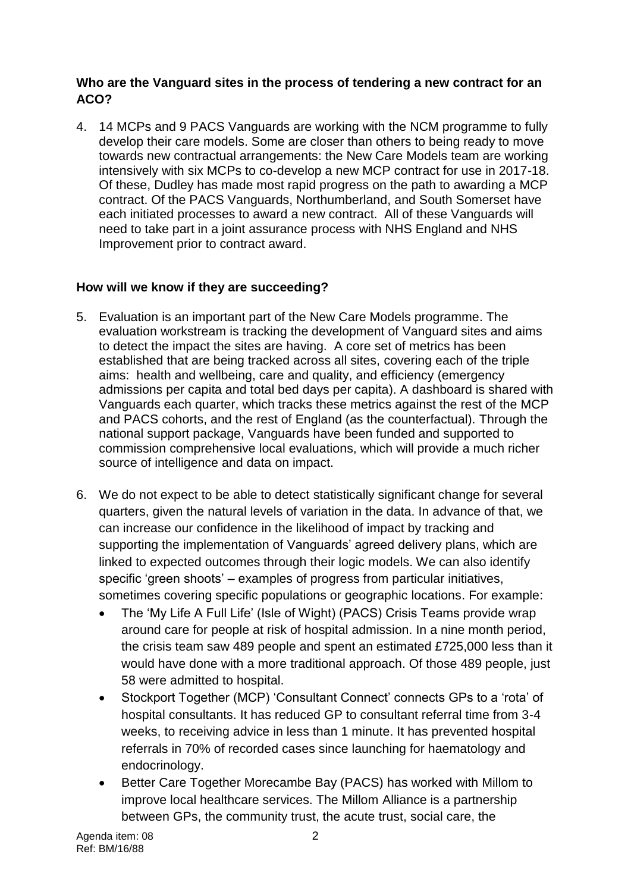### Who are the Vanguard sites in the process of tendering a new contract for an ACO?

4. 14 MCPs and 9 PACS Vanguards are working with the NCM programme to fully develop their care models. Some are closer than others to being ready to move towards new contractual arrangements: the New Care Models team are working intensively with six MCPs to co-develop a new MCP contract for use in 2017-18. Of these, Dudley has made most rapid progress on the path to awarding a MCP contract. Of the PACS Vanguards, Northumberland, and South Somerset have each initiated processes to award a new contract. All of these Vanguards will need to take part in a joint assurance process with NHS England and NHS Improvement prior to contract award.

### How will we know if they are succeeding?

5. Evaluation is an important part of the New Care Models programme. The evaluation workstream is tracking the development of Vanguard sites and aims to detect the impact the sites are having. A core set of metrics has been established that are being tracked across all sites, covering each of the triple aims: health and wellbeing, care and quality, and efficiency (emergency admissions per capita and total bed days per capita). A dashboard is shared with Vanguards each quarter, which tracks these metrics against the rest of the MCP and PACS cohorts, and the rest of England (as the counterfactual). Through the national support package, Vanguards have been funded and supported to commission comprehensive local evaluations, which will provide a much richer source of intelligence and data on impact.

6. We do not expect to be able to detect statistically significant change for several quarters, given the natural levels of variation in the data. In advance of that, we can increase our confidence in the likelihood of impact by tracking and supporting the implementation of Vanguards' agreed delivery plans, which are linked to expected outcomes through their logic models. We can also identify specific 'green shoots' – examples of progress from particular initiatives, sometimes covering specific populations or geographic locations. For example:
   - The 'My Life A Full Life' (Isle of Wight) (PACS) Crisis Teams provide wrap around care for people at risk of hospital admission. In a nine month period, the crisis team saw 489 people and spent an estimated £725,000 less than it would have done with a more traditional approach. Of those 489 people, just 58 were admitted to hospital.
   - Stockport Together (MCP) 'Consultant Connect' connects GPs to a 'rota' of hospital consultants. It has reduced GP to consultant referral time from 3-4 weeks, to receiving advice in less than 1 minute. It has prevented hospital referrals in 70% of recorded cases since launching for haematology and endocrinology.
   - Better Care Together Morecambe Bay (PACS) has worked with Millom to improve local healthcare services. The Millom Alliance is a partnership between GPs, the community trust, the acute trust, social care, the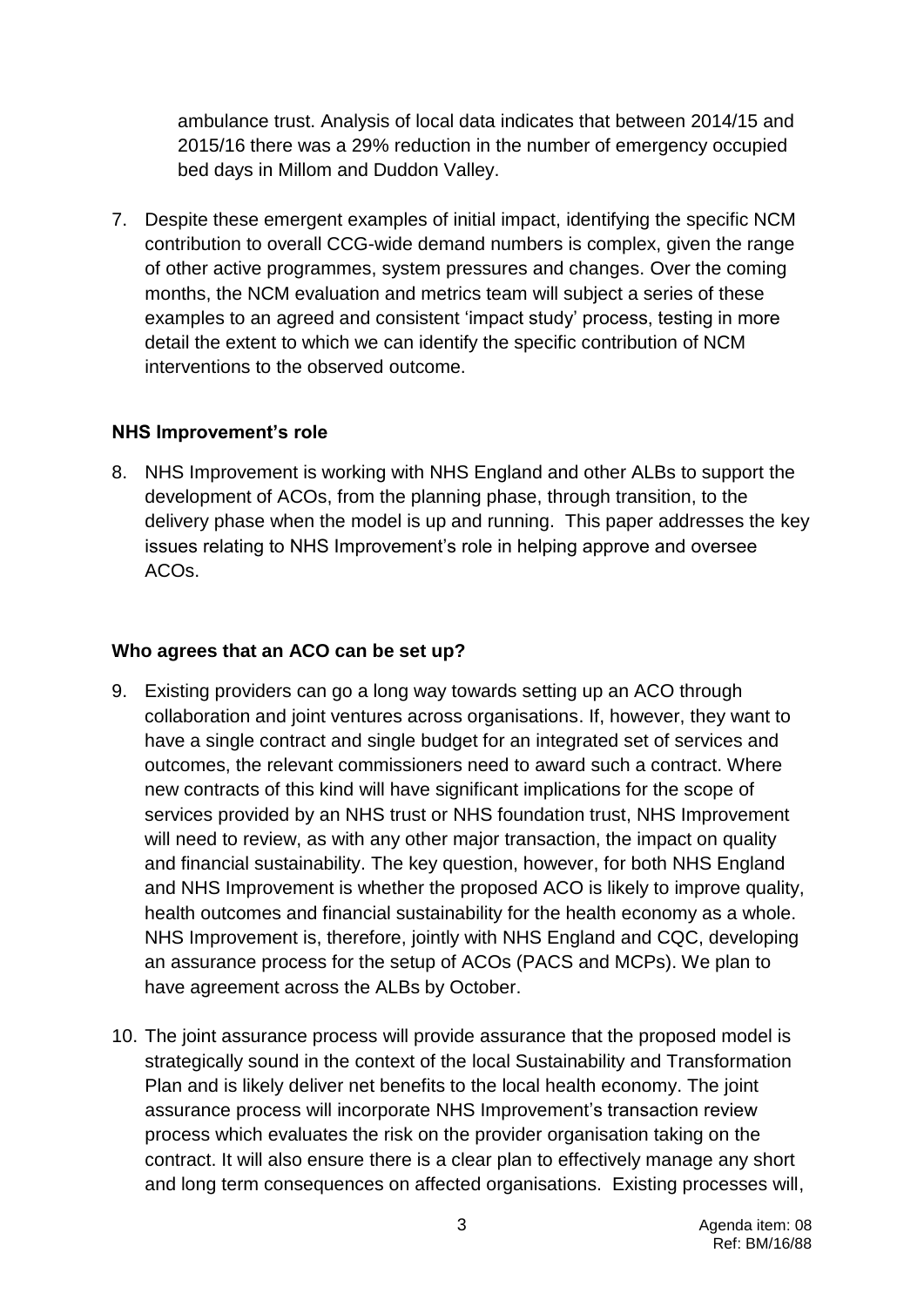ambulance trust. Analysis of local data indicates that between 2014/15 and 2015/16 there was a 29% reduction in the number of emergency occupied bed days in Millom and Duddon Valley.

7. Despite these emergent examples of initial impact, identifying the specific NCM contribution to overall CCG-wide demand numbers is complex, given the range of other active programmes, system pressures and changes. Over the coming months, the NCM evaluation and metrics team will subject a series of these examples to an agreed and consistent 'impact study' process, testing in more detail the extent to which we can identify the specific contribution of NCM interventions to the observed outcome.

### NHS Improvement's role

8. NHS Improvement is working with NHS England and other ALBs to support the development of ACOs, from the planning phase, through transition, to the delivery phase when the model is up and running. This paper addresses the key issues relating to NHS Improvement's role in helping approve and oversee ACOs.

### Who agrees that an ACO can be set up?

9. Existing providers can go a long way towards setting up an ACO through collaboration and joint ventures across organisations. If, however, they want to have a single contract and single budget for an integrated set of services and outcomes, the relevant commissioners need to award such a contract. Where new contracts of this kind will have significant implications for the scope of services provided by an NHS trust or NHS foundation trust, NHS Improvement will need to review, as with any other major transaction, the impact on quality and financial sustainability. The key question, however, for both NHS England and NHS Improvement is whether the proposed ACO is likely to improve quality, health outcomes and financial sustainability for the health economy as a whole. NHS Improvement is, therefore, jointly with NHS England and CQC, developing an assurance process for the setup of ACOs (PACS and MCPs). We plan to have agreement across the ALBs by October.

10. The joint assurance process will provide assurance that the proposed model is strategically sound in the context of the local Sustainability and Transformation Plan and is likely deliver net benefits to the local health economy. The joint assurance process will incorporate NHS Improvement's transaction review process which evaluates the risk on the provider organisation taking on the contract. It will also ensure there is a clear plan to effectively manage any short and long term consequences on affected organisations. Existing processes will,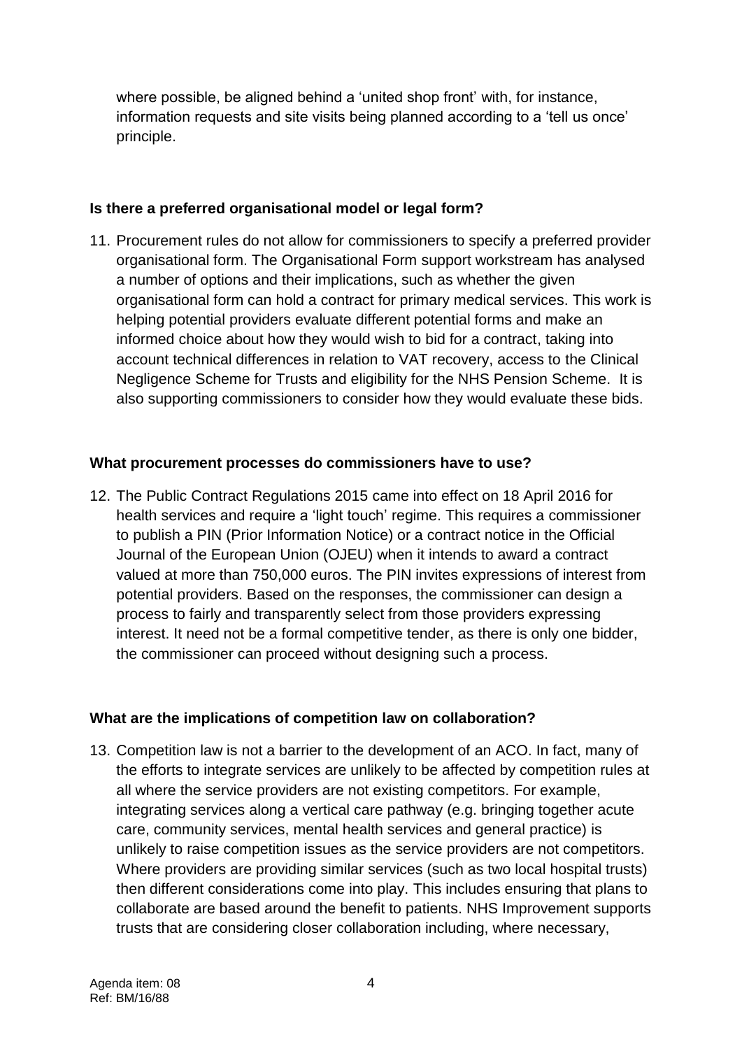where possible, be aligned behind a 'united shop front' with, for instance, information requests and site visits being planned according to a 'tell us once' principle.

**Is there a preferred organisational model or legal form?**

11. Procurement rules do not allow for commissioners to specify a preferred provider organisational form. The Organisational Form support workstream has analysed a number of options and their implications, such as whether the given organisational form can hold a contract for primary medical services. This work is helping potential providers evaluate different potential forms and make an informed choice about how they would wish to bid for a contract, taking into account technical differences in relation to VAT recovery, access to the Clinical Negligence Scheme for Trusts and eligibility for the NHS Pension Scheme. It is also supporting commissioners to consider how they would evaluate these bids.

**What procurement processes do commissioners have to use?**

12. The Public Contract Regulations 2015 came into effect on 18 April 2016 for health services and require a 'light touch' regime. This requires a commissioner to publish a PIN (Prior Information Notice) or a contract notice in the Official Journal of the European Union (OJEU) when it intends to award a contract valued at more than 750,000 euros. The PIN invites expressions of interest from potential providers. Based on the responses, the commissioner can design a process to fairly and transparently select from those providers expressing interest. It need not be a formal competitive tender, as there is only one bidder, the commissioner can proceed without designing such a process.

**What are the implications of competition law on collaboration?**

13. Competition law is not a barrier to the development of an ACO. In fact, many of the efforts to integrate services are unlikely to be affected by competition rules at all where the service providers are not existing competitors. For example, integrating services along a vertical care pathway (e.g. bringing together acute care, community services, mental health services and general practice) is unlikely to raise competition issues as the service providers are not competitors. Where providers are providing similar services (such as two local hospital trusts) then different considerations come into play. This includes ensuring that plans to collaborate are based around the benefit to patients. NHS Improvement supports trusts that are considering closer collaboration including, where necessary,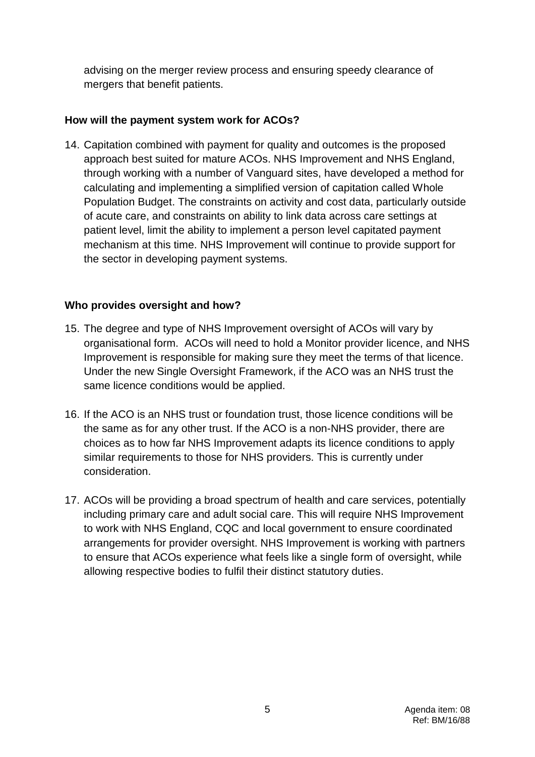advising on the merger review process and ensuring speedy clearance of mergers that benefit patients.

**How will the payment system work for ACOs?**

14. Capitation combined with payment for quality and outcomes is the proposed approach best suited for mature ACOs. NHS Improvement and NHS England, through working with a number of Vanguard sites, have developed a method for calculating and implementing a simplified version of capitation called Whole Population Budget. The constraints on activity and cost data, particularly outside of acute care, and constraints on ability to link data across care settings at patient level, limit the ability to implement a person level capitated payment mechanism at this time. NHS Improvement will continue to provide support for the sector in developing payment systems.

**Who provides oversight and how?**

15. The degree and type of NHS Improvement oversight of ACOs will vary by organisational form. ACOs will need to hold a Monitor provider licence, and NHS Improvement is responsible for making sure they meet the terms of that licence. Under the new Single Oversight Framework, if the ACO was an NHS trust the same licence conditions would be applied.

16. If the ACO is an NHS trust or foundation trust, those licence conditions will be the same as for any other trust. If the ACO is a non-NHS provider, there are choices as to how far NHS Improvement adapts its licence conditions to apply similar requirements to those for NHS providers. This is currently under consideration.

17. ACOs will be providing a broad spectrum of health and care services, potentially including primary care and adult social care. This will require NHS Improvement to work with NHS England, CQC and local government to ensure coordinated arrangements for provider oversight. NHS Improvement is working with partners to ensure that ACOs experience what feels like a single form of oversight, while allowing respective bodies to fulfil their distinct statutory duties.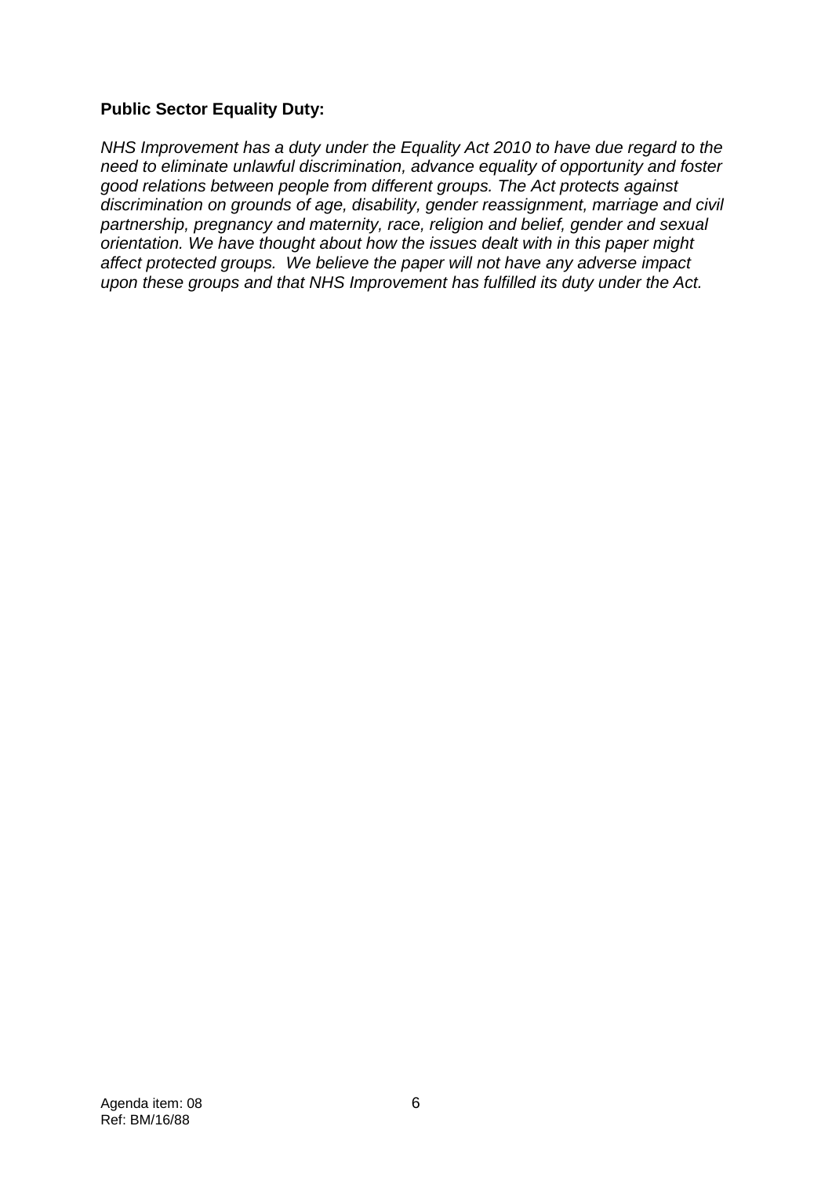**Public Sector Equality Duty:**

*NHS Improvement has a duty under the Equality Act 2010 to have due regard to the need to eliminate unlawful discrimination, advance equality of opportunity and foster good relations between people from different groups. The Act protects against discrimination on grounds of age, disability, gender reassignment, marriage and civil partnership, pregnancy and maternity, race, religion and belief, gender and sexual orientation. We have thought about how the issues dealt with in this paper might affect protected groups. We believe the paper will not have any adverse impact upon these groups and that NHS Improvement has fulfilled its duty under the Act.*